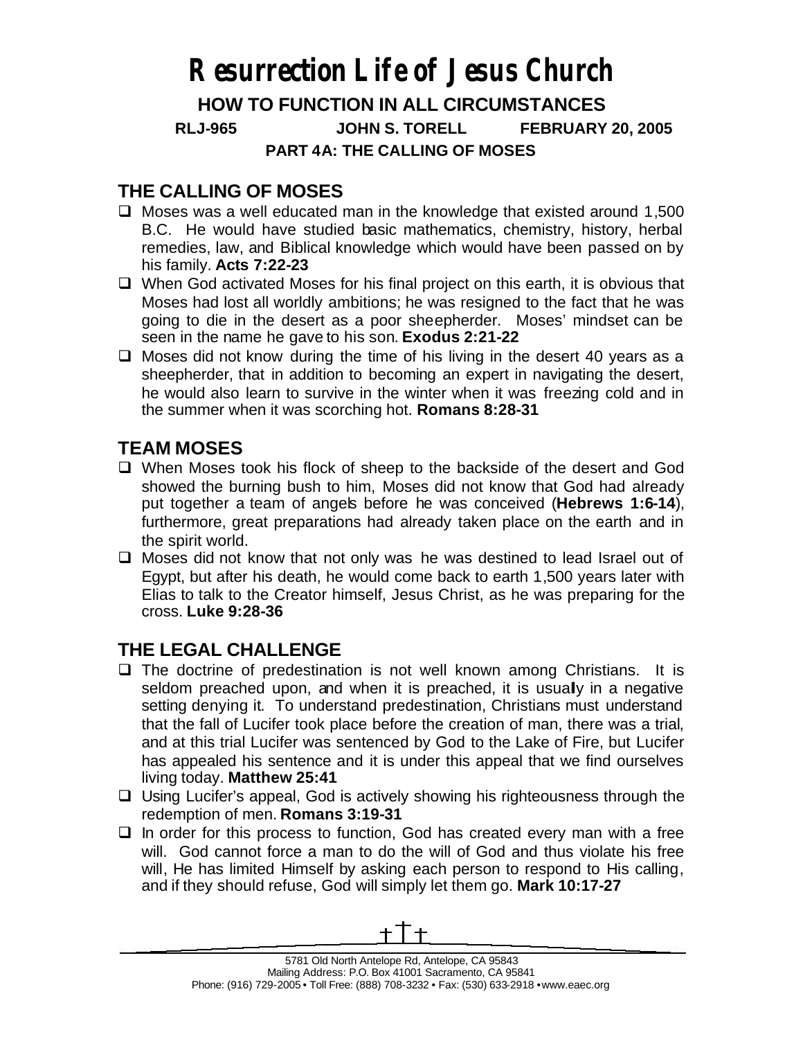# Resurrection Life of Jesus Church

**HOW TO FUNCTION IN ALL CIRCUMSTANCES**

**RLJ-965 JOHN S. TORELL FEBRUARY 20, 2005**

**PART 4A: THE CALLING OF MOSES**

## THE CALLING OF MOSES

- Moses was a well educated man in the knowledge that existed around 1,500 B.C. He would have studied basic mathematics, chemistry, history, herbal remedies, law, and Biblical knowledge which would have been passed on by his family. **Acts 7:22-23**
- When God activated Moses for his final project on this earth, it is obvious that Moses had lost all worldly ambitions; he was resigned to the fact that he was going to die in the desert as a poor sheepherder. Moses' mindset can be seen in the name he gave to his son. **Exodus 2:21-22**
- Moses did not know during the time of his living in the desert 40 years as a sheepherder, that in addition to becoming an expert in navigating the desert, he would also learn to survive in the winter when it was freezing cold and in the summer when it was scorching hot. **Romans 8:28-31**

## TEAM MOSES

- When Moses took his flock of sheep to the backside of the desert and God showed the burning bush to him, Moses did not know that God had already put together a team of angels before he was conceived (**Hebrews 1:6-14**), furthermore, great preparations had already taken place on the earth and in the spirit world.
- Moses did not know that not only was he was destined to lead Israel out of Egypt, but after his death, he would come back to earth 1,500 years later with Elias to talk to the Creator himself, Jesus Christ, as he was preparing for the cross. **Luke 9:28-36**

## THE LEGAL CHALLENGE

- The doctrine of predestination is not well known among Christians. It is seldom preached upon, and when it is preached, it is usually in a negative setting denying it. To understand predestination, Christians must understand that the fall of Lucifer took place before the creation of man, there was a trial, and at this trial Lucifer was sentenced by God to the Lake of Fire, but Lucifer has appealed his sentence and it is under this appeal that we find ourselves living today. **Matthew 25:41**
- Using Lucifer's appeal, God is actively showing his righteousness through the redemption of men. **Romans 3:19-31**
- In order for this process to function, God has created every man with a free will. God cannot force a man to do the will of God and thus violate his free will, He has limited Himself by asking each person to respond to His calling, and if they should refuse, God will simply let them go. **Mark 10:17-27**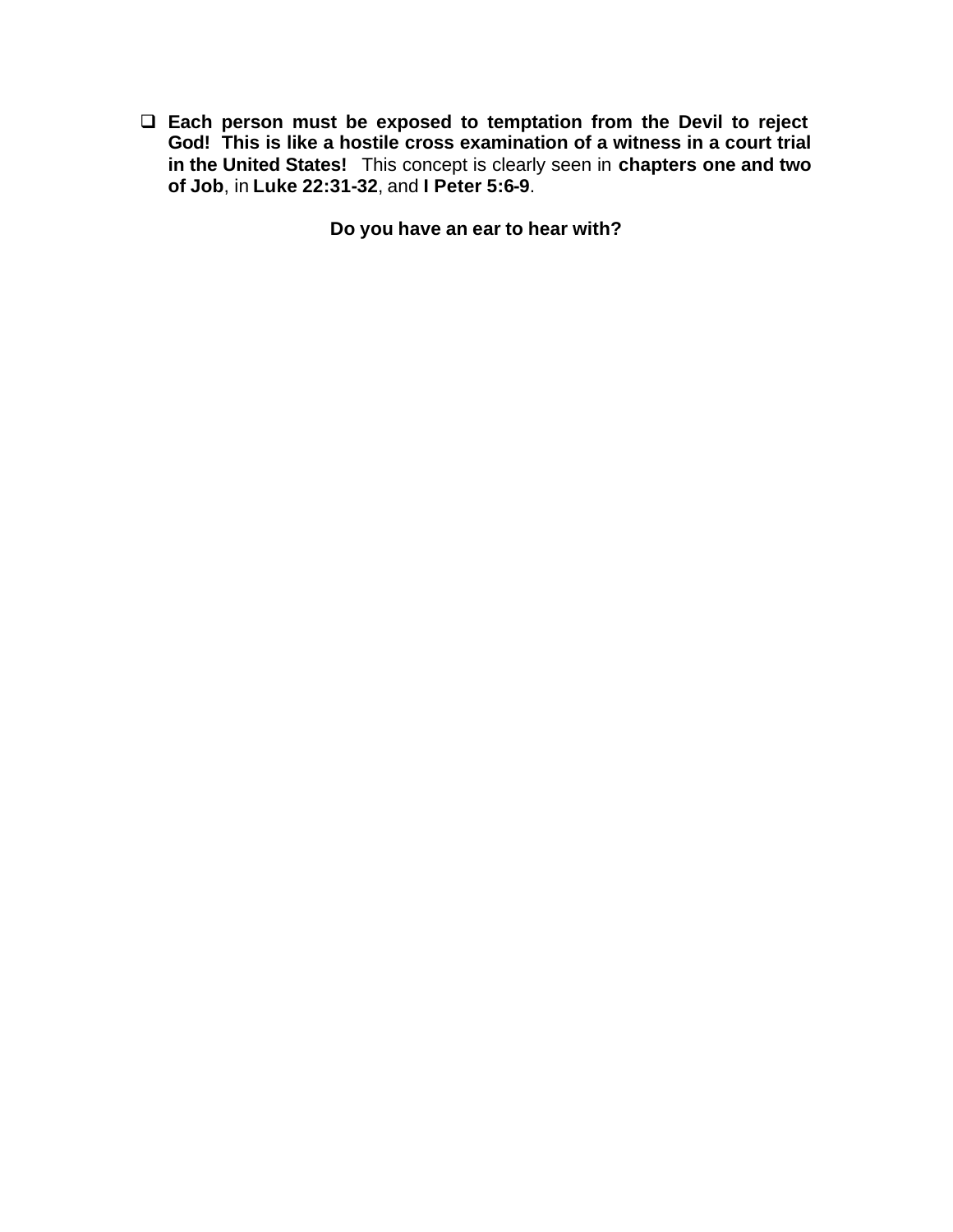- **Each person must be exposed to temptation from the Devil to reject God! This is like a hostile cross examination of a witness in a court trial in the United States!** This concept is clearly seen in **chapters one and two of Job**, in **Luke 22:31-32**, and **I Peter 5:6-9**.

**Do you have an ear to hear with?**